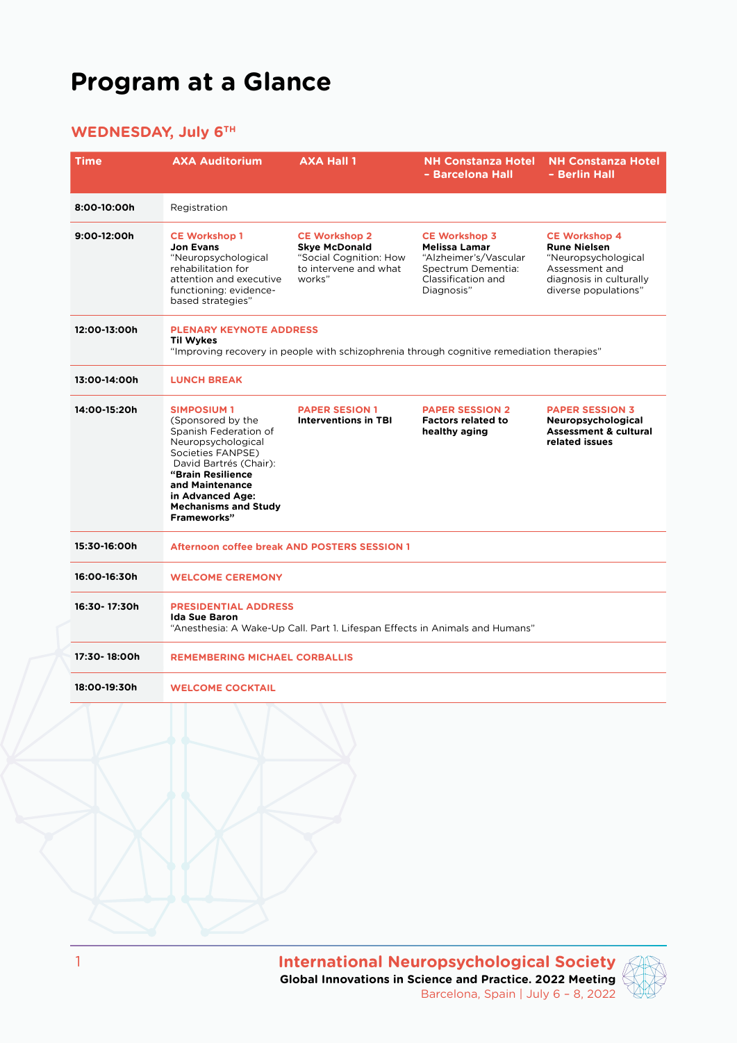# Program at a Glance

## WEDNESDAY, July 6TH

| Time | AXA Auditorium | AXA Hall 1 | NH Constanza Hotel – Barcelona Hall | NH Constanza Hotel – Berlin Hall |
|---|---|---|---|---|
| **8:00-10:00h** | Registration | | | |
| **9:00-12:00h** | CE Workshop 1<br>**Jon Evans**<br>"Neuropsychological rehabilitation for attention and executive functioning: evidence-based strategies" | CE Workshop 2<br>**Skye McDonald**<br>"Social Cognition: How to intervene and what works" | CE Workshop 3<br>**Melissa Lamar**<br>"Alzheimer's/Vascular Spectrum Dementia: Classification and Diagnosis" | CE Workshop 4<br>**Rune Nielsen**<br>"Neuropsychological Assessment and diagnosis in culturally diverse populations" |
| **12:00-13:00h** | PLENARY KEYNOTE ADDRESS<br>**Til Wykes**<br>"Improving recovery in people with schizophrenia through cognitive remediation therapies" | | | |
| **13:00-14:00h** | LUNCH BREAK | | | |
| **14:00-15:20h** | SIMPOSIUM 1<br>(Sponsored by the Spanish Federation of Neuropsychological Societies FANPSE)<br>David Bartrés (Chair):<br>**"Brain Resilience and Maintenance in Advanced Age: Mechanisms and Study Frameworks"** | PAPER SESION 1<br>**Interventions in TBI** | PAPER SESSION 2<br>**Factors related to healthy aging** | PAPER SESSION 3<br>**Neuropsychological Assessment & cultural related issues** |
| **15:30-16:00h** | Afternoon coffee break AND POSTERS SESSION 1 | | | |
| **16:00-16:30h** | WELCOME CEREMONY | | | |
| **16:30- 17:30h** | PRESIDENTIAL ADDRESS<br>**Ida Sue Baron**<br>"Anesthesia: A Wake-Up Call. Part 1. Lifespan Effects in Animals and Humans" | | | |
| **17:30- 18:00h** | REMEMBERING MICHAEL CORBALLIS | | | |
| **18:00-19:30h** | WELCOME COCKTAIL | | | |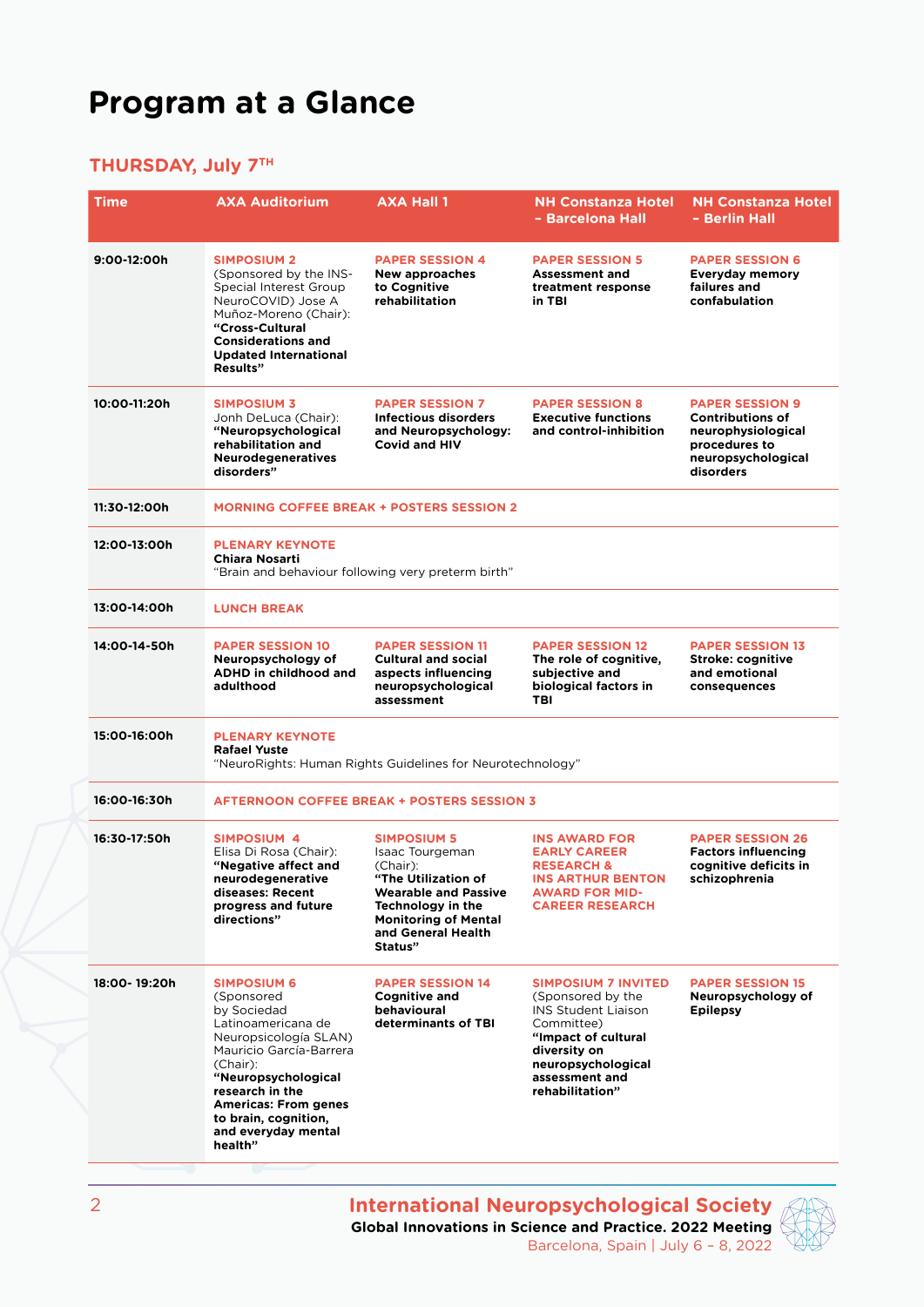# Program at a Glance

## THURSDAY, July 7TH

| Time | AXA Auditorium | AXA Hall 1 | NH Constanza Hotel – Barcelona Hall | NH Constanza Hotel – Berlin Hall |
|---|---|---|---|---|
| 9:00-12:00h | **SIMPOSIUM 2** (Sponsored by the INS-Special Interest Group NeuroCOVID) Jose A Muñoz-Moreno (Chair): **"Cross-Cultural Considerations and Updated International Results"** | **PAPER SESSION 4** **New approaches to Cognitive rehabilitation** | **PAPER SESSION 5** **Assessment and treatment response in TBI** | **PAPER SESSION 6** **Everyday memory failures and confabulation** |
| 10:00-11:20h | **SIMPOSIUM 3** Jonh DeLuca (Chair): **"Neuropsychological rehabilitation and Neurodegeneratives disorders"** | **PAPER SESSION 7** **Infectious disorders and Neuropsychology: Covid and HIV** | **PAPER SESSION 8** **Executive functions and control-inhibition** | **PAPER SESSION 9** **Contributions of neurophysiological procedures to neuropsychological disorders** |
| 11:30-12:00h | **MORNING COFFEE BREAK + POSTERS SESSION 2** | | | |
| 12:00-13:00h | **PLENARY KEYNOTE** **Chiara Nosarti** "Brain and behaviour following very preterm birth" | | | |
| 13:00-14:00h | **LUNCH BREAK** | | | |
| 14:00-14-50h | **PAPER SESSION 10** **Neuropsychology of ADHD in childhood and adulthood** | **PAPER SESSION 11** **Cultural and social aspects influencing neuropsychological assessment** | **PAPER SESSION 12** **The role of cognitive, subjective and biological factors in TBI** | **PAPER SESSION 13** **Stroke: cognitive and emotional consequences** |
| 15:00-16:00h | **PLENARY KEYNOTE** **Rafael Yuste** "NeuroRights: Human Rights Guidelines for Neurotechnology" | | | |
| 16:00-16:30h | **AFTERNOON COFFEE BREAK + POSTERS SESSION 3** | | | |
| 16:30-17:50h | **SIMPOSIUM 4** Elisa Di Rosa (Chair): **"Negative affect and neurodegenerative diseases: Recent progress and future directions"** | **SIMPOSIUM 5** Isaac Tourgeman (Chair): **"The Utilization of Wearable and Passive Technology in the Monitoring of Mental and General Health Status"** | **INS AWARD FOR EARLY CAREER RESEARCH & INS ARTHUR BENTON AWARD FOR MID-CAREER RESEARCH** | **PAPER SESSION 26** **Factors influencing cognitive deficits in schizophrenia** |
| 18:00- 19:20h | **SIMPOSIUM 6** (Sponsored by Sociedad Latinoamericana de Neuropsicología SLAN) Mauricio García-Barrera (Chair): **"Neuropsychological research in the Americas: From genes to brain, cognition, and everyday mental health"** | **PAPER SESSION 14** **Cognitive and behavioural determinants of TBI** | **SIMPOSIUM 7 INVITED** (Sponsored by the INS Student Liaison Committee) **"Impact of cultural diversity on neuropsychological assessment and rehabilitation"** | **PAPER SESSION 15** **Neuropsychology of Epilepsy** |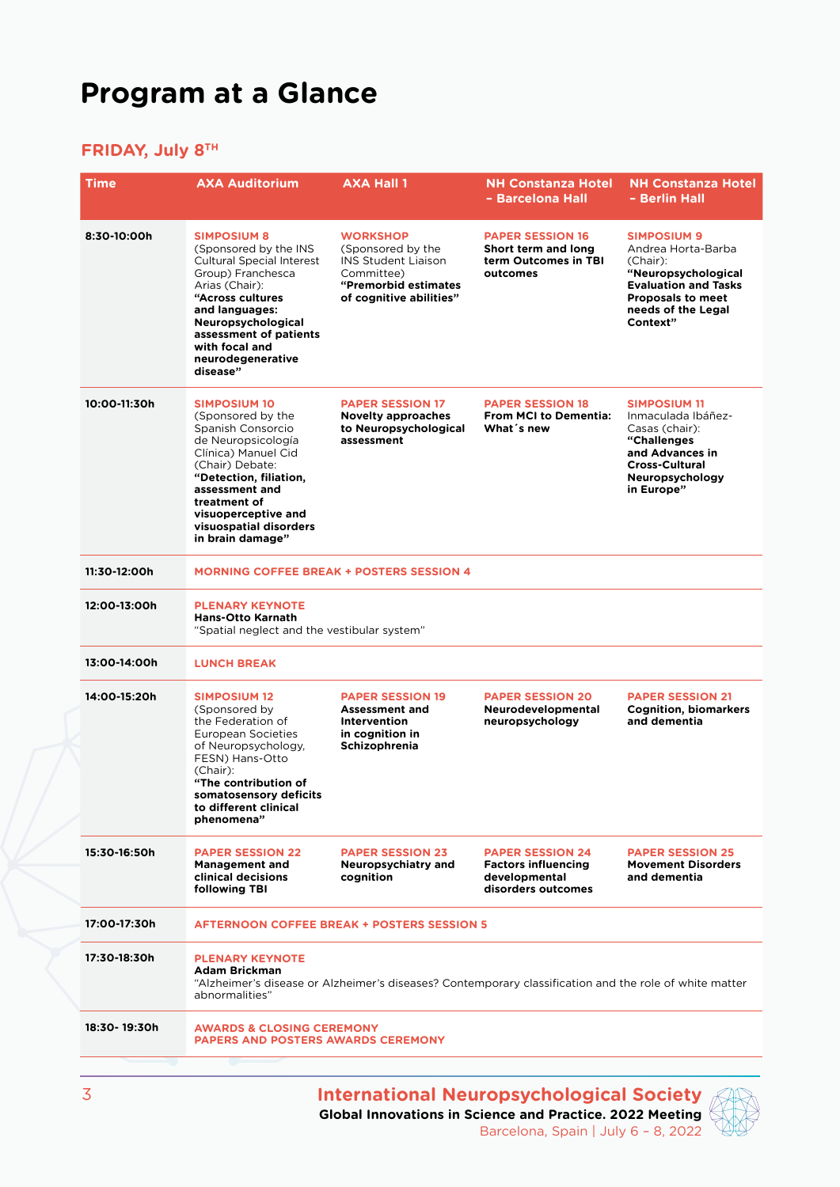# Program at a Glance

## FRIDAY, July 8TH

| Time | AXA Auditorium | AXA Hall 1 | NH Constanza Hotel – Barcelona Hall | NH Constanza Hotel – Berlin Hall |
|---|---|---|---|---|
| 8:30-10:00h | SIMPOSIUM 8 (Sponsored by the INS Cultural Special Interest Group) Franchesca Arias (Chair): **"Across cultures and languages: Neuropsychological assessment of patients with focal and neurodegenerative disease"** | WORKSHOP (Sponsored by the INS Student Liaison Committee) **"Premorbid estimates of cognitive abilities"** | PAPER SESSION 16 **Short term and long term Outcomes in TBI outcomes** | SIMPOSIUM 9 Andrea Horta-Barba (Chair): **"Neuropsychological Evaluation and Tasks Proposals to meet needs of the Legal Context"** |
| 10:00-11:30h | SIMPOSIUM 10 (Sponsored by the Spanish Consorcio de Neuropsicología Clínica) Manuel Cid (Chair) Debate: **"Detection, filiation, assessment and treatment of visuoperceptive and visuospatial disorders in brain damage"** | PAPER SESSION 17 **Novelty approaches to Neuropsychological assessment** | PAPER SESSION 18 **From MCI to Dementia: What´s new** | SIMPOSIUM 11 Inmaculada Ibáñez-Casas (chair): **"Challenges and Advances in Cross-Cultural Neuropsychology in Europe"** |
| 11:30-12:00h | MORNING COFFEE BREAK + POSTERS SESSION 4 | | | |
| 12:00-13:00h | PLENARY KEYNOTE **Hans-Otto Karnath** "Spatial neglect and the vestibular system" | | | |
| 13:00-14:00h | LUNCH BREAK | | | |
| 14:00-15:20h | SIMPOSIUM 12 (Sponsored by the Federation of European Societies of Neuropsychology, FESN) Hans-Otto (Chair): **"The contribution of somatosensory deficits to different clinical phenomena"** | PAPER SESSION 19 **Assessment and Intervention in cognition in Schizophrenia** | PAPER SESSION 20 **Neurodevelopmental neuropsychology** | PAPER SESSION 21 **Cognition, biomarkers and dementia** |
| 15:30-16:50h | PAPER SESSION 22 **Management and clinical decisions following TBI** | PAPER SESSION 23 **Neuropsychiatry and cognition** | PAPER SESSION 24 **Factors influencing developmental disorders outcomes** | PAPER SESSION 25 **Movement Disorders and dementia** |
| 17:00-17:30h | AFTERNOON COFFEE BREAK + POSTERS SESSION 5 | | | |
| 17:30-18:30h | PLENARY KEYNOTE **Adam Brickman** "Alzheimer's disease or Alzheimer's diseases? Contemporary classification and the role of white matter abnormalities" | | | |
| 18:30- 19:30h | AWARDS & CLOSING CEREMONY PAPERS AND POSTERS AWARDS CEREMONY | | | |